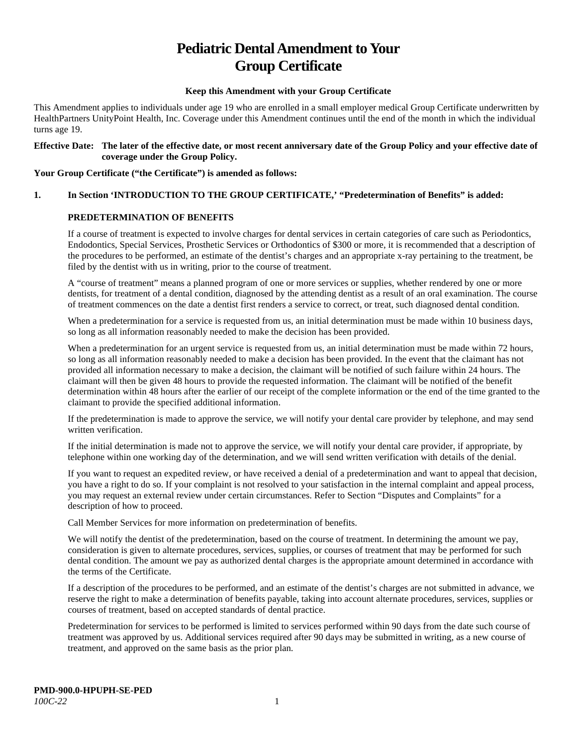# Pediatric Dental Amendment to Your Group Certificate

**Keep this Amendment with your Group Certificate**

This Amendment applies to individuals under age 19 who are enrolled in a small employer medical Group Certificate underwritten by HealthPartners UnityPoint Health, Inc. Coverage under this Amendment continues until the end of the month in which the individual turns age 19.

**Effective Date: The later of the effective date, or most recent anniversary date of the Group Policy and your effective date of coverage under the Group Policy.**

**Your Group Certificate ("the Certificate") is amended as follows:**

**1. In Section 'INTRODUCTION TO THE GROUP CERTIFICATE,' "Predetermination of Benefits" is added:**

**PREDETERMINATION OF BENEFITS**

If a course of treatment is expected to involve charges for dental services in certain categories of care such as Periodontics, Endodontics, Special Services, Prosthetic Services or Orthodontics of $300 or more, it is recommended that a description of the procedures to be performed, an estimate of the dentist's charges and an appropriate x-ray pertaining to the treatment, be filed by the dentist with us in writing, prior to the course of treatment.

A "course of treatment" means a planned program of one or more services or supplies, whether rendered by one or more dentists, for treatment of a dental condition, diagnosed by the attending dentist as a result of an oral examination. The course of treatment commences on the date a dentist first renders a service to correct, or treat, such diagnosed dental condition.

When a predetermination for a service is requested from us, an initial determination must be made within 10 business days, so long as all information reasonably needed to make the decision has been provided.

When a predetermination for an urgent service is requested from us, an initial determination must be made within 72 hours, so long as all information reasonably needed to make a decision has been provided. In the event that the claimant has not provided all information necessary to make a decision, the claimant will be notified of such failure within 24 hours. The claimant will then be given 48 hours to provide the requested information. The claimant will be notified of the benefit determination within 48 hours after the earlier of our receipt of the complete information or the end of the time granted to the claimant to provide the specified additional information.

If the predetermination is made to approve the service, we will notify your dental care provider by telephone, and may send written verification.

If the initial determination is made not to approve the service, we will notify your dental care provider, if appropriate, by telephone within one working day of the determination, and we will send written verification with details of the denial.

If you want to request an expedited review, or have received a denial of a predetermination and want to appeal that decision, you have a right to do so. If your complaint is not resolved to your satisfaction in the internal complaint and appeal process, you may request an external review under certain circumstances. Refer to Section "Disputes and Complaints" for a description of how to proceed.

Call Member Services for more information on predetermination of benefits.

We will notify the dentist of the predetermination, based on the course of treatment. In determining the amount we pay, consideration is given to alternate procedures, services, supplies, or courses of treatment that may be performed for such dental condition. The amount we pay as authorized dental charges is the appropriate amount determined in accordance with the terms of the Certificate.

If a description of the procedures to be performed, and an estimate of the dentist's charges are not submitted in advance, we reserve the right to make a determination of benefits payable, taking into account alternate procedures, services, supplies or courses of treatment, based on accepted standards of dental practice.

Predetermination for services to be performed is limited to services performed within 90 days from the date such course of treatment was approved by us. Additional services required after 90 days may be submitted in writing, as a new course of treatment, and approved on the same basis as the prior plan.

**PMD-900.0-HPUPH-SE-PED**
*100C-22*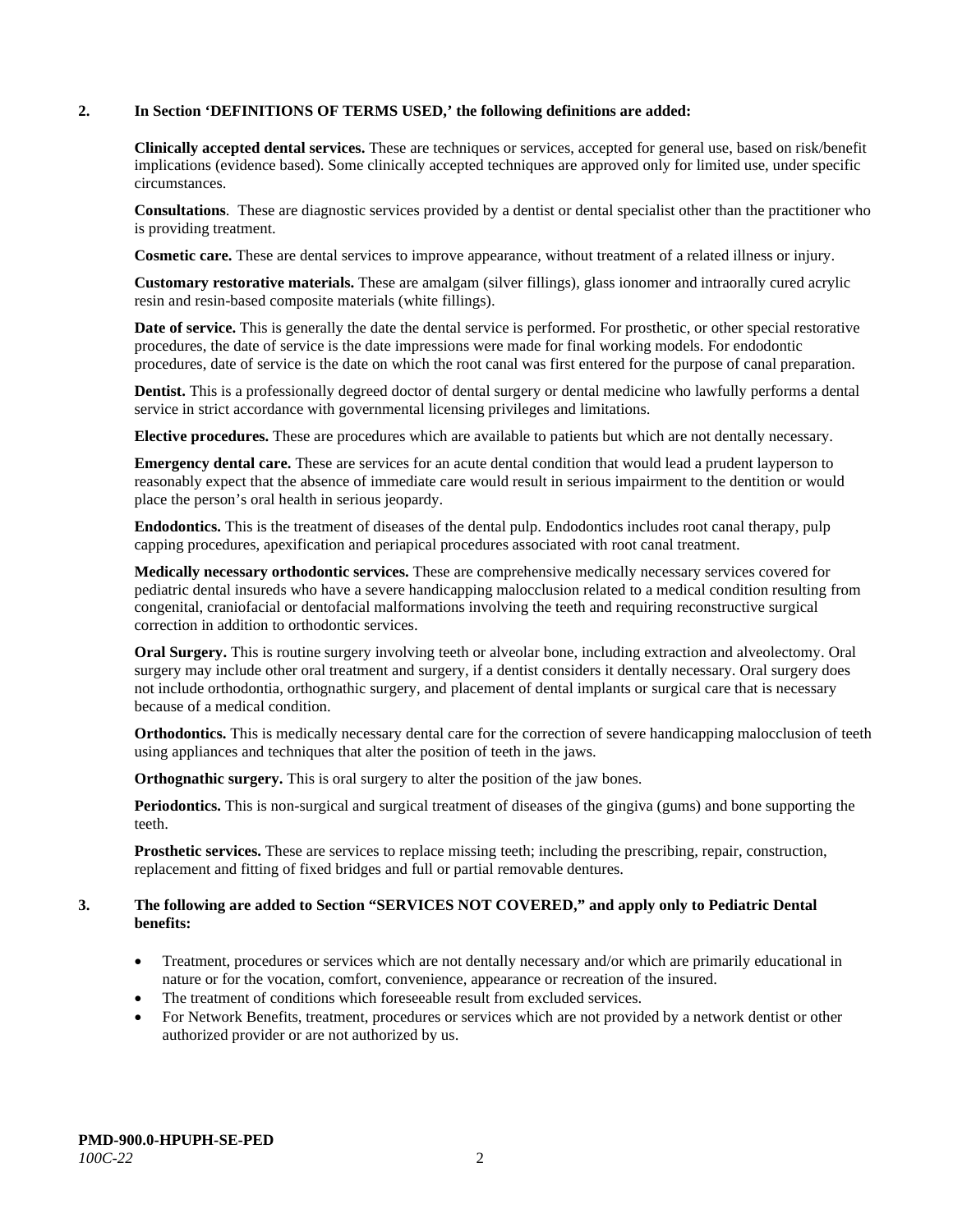**2. In Section 'DEFINITIONS OF TERMS USED,' the following definitions are added:**

**Clinically accepted dental services.** These are techniques or services, accepted for general use, based on risk/benefit implications (evidence based). Some clinically accepted techniques are approved only for limited use, under specific circumstances.

**Consultations**. These are diagnostic services provided by a dentist or dental specialist other than the practitioner who is providing treatment.

**Cosmetic care.** These are dental services to improve appearance, without treatment of a related illness or injury.

**Customary restorative materials.** These are amalgam (silver fillings), glass ionomer and intraorally cured acrylic resin and resin-based composite materials (white fillings).

**Date of service.** This is generally the date the dental service is performed. For prosthetic, or other special restorative procedures, the date of service is the date impressions were made for final working models. For endodontic procedures, date of service is the date on which the root canal was first entered for the purpose of canal preparation.

**Dentist.** This is a professionally degreed doctor of dental surgery or dental medicine who lawfully performs a dental service in strict accordance with governmental licensing privileges and limitations.

**Elective procedures.** These are procedures which are available to patients but which are not dentally necessary.

**Emergency dental care.** These are services for an acute dental condition that would lead a prudent layperson to reasonably expect that the absence of immediate care would result in serious impairment to the dentition or would place the person's oral health in serious jeopardy.

**Endodontics.** This is the treatment of diseases of the dental pulp. Endodontics includes root canal therapy, pulp capping procedures, apexification and periapical procedures associated with root canal treatment.

**Medically necessary orthodontic services.** These are comprehensive medically necessary services covered for pediatric dental insureds who have a severe handicapping malocclusion related to a medical condition resulting from congenital, craniofacial or dentofacial malformations involving the teeth and requiring reconstructive surgical correction in addition to orthodontic services.

**Oral Surgery.** This is routine surgery involving teeth or alveolar bone, including extraction and alveolectomy. Oral surgery may include other oral treatment and surgery, if a dentist considers it dentally necessary. Oral surgery does not include orthodontia, orthognathic surgery, and placement of dental implants or surgical care that is necessary because of a medical condition.

**Orthodontics.** This is medically necessary dental care for the correction of severe handicapping malocclusion of teeth using appliances and techniques that alter the position of teeth in the jaws.

**Orthognathic surgery.** This is oral surgery to alter the position of the jaw bones.

**Periodontics.** This is non-surgical and surgical treatment of diseases of the gingiva (gums) and bone supporting the teeth.

**Prosthetic services.** These are services to replace missing teeth; including the prescribing, repair, construction, replacement and fitting of fixed bridges and full or partial removable dentures.

**3. The following are added to Section "SERVICES NOT COVERED," and apply only to Pediatric Dental benefits:**

- Treatment, procedures or services which are not dentally necessary and/or which are primarily educational in nature or for the vocation, comfort, convenience, appearance or recreation of the insured.
- The treatment of conditions which foreseeable result from excluded services.
- For Network Benefits, treatment, procedures or services which are not provided by a network dentist or other authorized provider or are not authorized by us.

**PMD-900.0-HPUPH-SE-PED**
*100C-22*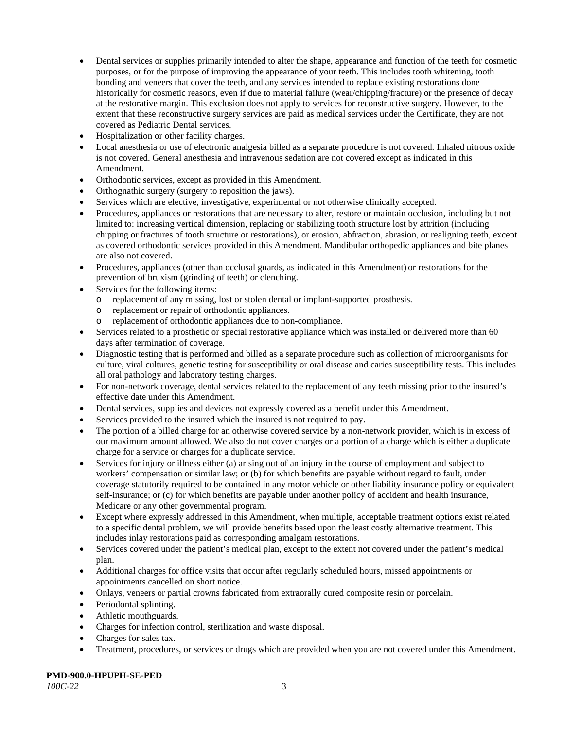- Dental services or supplies primarily intended to alter the shape, appearance and function of the teeth for cosmetic purposes, or for the purpose of improving the appearance of your teeth. This includes tooth whitening, tooth bonding and veneers that cover the teeth, and any services intended to replace existing restorations done historically for cosmetic reasons, even if due to material failure (wear/chipping/fracture) or the presence of decay at the restorative margin. This exclusion does not apply to services for reconstructive surgery. However, to the extent that these reconstructive surgery services are paid as medical services under the Certificate, they are not covered as Pediatric Dental services.
- Hospitalization or other facility charges.
- Local anesthesia or use of electronic analgesia billed as a separate procedure is not covered. Inhaled nitrous oxide is not covered. General anesthesia and intravenous sedation are not covered except as indicated in this Amendment.
- Orthodontic services, except as provided in this Amendment.
- Orthognathic surgery (surgery to reposition the jaws).
- Services which are elective, investigative, experimental or not otherwise clinically accepted.
- Procedures, appliances or restorations that are necessary to alter, restore or maintain occlusion, including but not limited to: increasing vertical dimension, replacing or stabilizing tooth structure lost by attrition (including chipping or fractures of tooth structure or restorations), or erosion, abfraction, abrasion, or realigning teeth, except as covered orthodontic services provided in this Amendment. Mandibular orthopedic appliances and bite planes are also not covered.
- Procedures, appliances (other than occlusal guards, as indicated in this Amendment) or restorations for the prevention of bruxism (grinding of teeth) or clenching.
- Services for the following items:
  - replacement of any missing, lost or stolen dental or implant-supported prosthesis.
  - replacement or repair of orthodontic appliances.
  - replacement of orthodontic appliances due to non-compliance.
- Services related to a prosthetic or special restorative appliance which was installed or delivered more than 60 days after termination of coverage.
- Diagnostic testing that is performed and billed as a separate procedure such as collection of microorganisms for culture, viral cultures, genetic testing for susceptibility or oral disease and caries susceptibility tests. This includes all oral pathology and laboratory testing charges.
- For non-network coverage, dental services related to the replacement of any teeth missing prior to the insured's effective date under this Amendment.
- Dental services, supplies and devices not expressly covered as a benefit under this Amendment.
- Services provided to the insured which the insured is not required to pay.
- The portion of a billed charge for an otherwise covered service by a non-network provider, which is in excess of our maximum amount allowed. We also do not cover charges or a portion of a charge which is either a duplicate charge for a service or charges for a duplicate service.
- Services for injury or illness either (a) arising out of an injury in the course of employment and subject to workers' compensation or similar law; or (b) for which benefits are payable without regard to fault, under coverage statutorily required to be contained in any motor vehicle or other liability insurance policy or equivalent self-insurance; or (c) for which benefits are payable under another policy of accident and health insurance, Medicare or any other governmental program.
- Except where expressly addressed in this Amendment, when multiple, acceptable treatment options exist related to a specific dental problem, we will provide benefits based upon the least costly alternative treatment. This includes inlay restorations paid as corresponding amalgam restorations.
- Services covered under the patient's medical plan, except to the extent not covered under the patient's medical plan.
- Additional charges for office visits that occur after regularly scheduled hours, missed appointments or appointments cancelled on short notice.
- Onlays, veneers or partial crowns fabricated from extraorally cured composite resin or porcelain.
- Periodontal splinting.
- Athletic mouthguards.
- Charges for infection control, sterilization and waste disposal.
- Charges for sales tax.
- Treatment, procedures, or services or drugs which are provided when you are not covered under this Amendment.

**PMD-900.0-HPUPH-SE-PED**
*100C-22*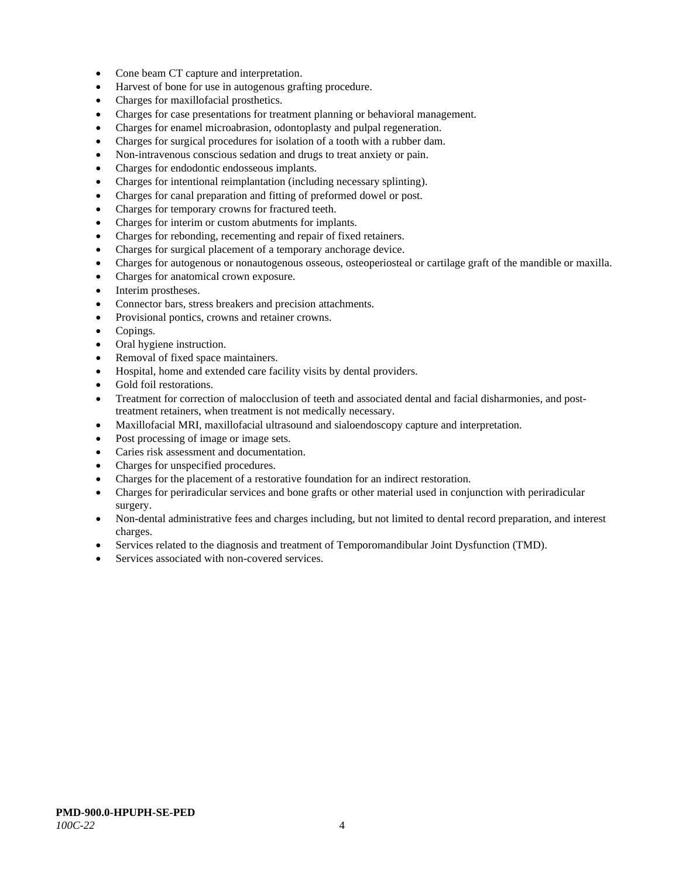- Cone beam CT capture and interpretation.
- Harvest of bone for use in autogenous grafting procedure.
- Charges for maxillofacial prosthetics.
- Charges for case presentations for treatment planning or behavioral management.
- Charges for enamel microabrasion, odontoplasty and pulpal regeneration.
- Charges for surgical procedures for isolation of a tooth with a rubber dam.
- Non-intravenous conscious sedation and drugs to treat anxiety or pain.
- Charges for endodontic endosseous implants.
- Charges for intentional reimplantation (including necessary splinting).
- Charges for canal preparation and fitting of preformed dowel or post.
- Charges for temporary crowns for fractured teeth.
- Charges for interim or custom abutments for implants.
- Charges for rebonding, recementing and repair of fixed retainers.
- Charges for surgical placement of a temporary anchorage device.
- Charges for autogenous or nonautogenous osseous, osteoperiosteal or cartilage graft of the mandible or maxilla.
- Charges for anatomical crown exposure.
- Interim prostheses.
- Connector bars, stress breakers and precision attachments.
- Provisional pontics, crowns and retainer crowns.
- Copings.
- Oral hygiene instruction.
- Removal of fixed space maintainers.
- Hospital, home and extended care facility visits by dental providers.
- Gold foil restorations.
- Treatment for correction of malocclusion of teeth and associated dental and facial disharmonies, and post-treatment retainers, when treatment is not medically necessary.
- Maxillofacial MRI, maxillofacial ultrasound and sialoendoscopy capture and interpretation.
- Post processing of image or image sets.
- Caries risk assessment and documentation.
- Charges for unspecified procedures.
- Charges for the placement of a restorative foundation for an indirect restoration.
- Charges for periradicular services and bone grafts or other material used in conjunction with periradicular surgery.
- Non-dental administrative fees and charges including, but not limited to dental record preparation, and interest charges.
- Services related to the diagnosis and treatment of Temporomandibular Joint Dysfunction (TMD).
- Services associated with non-covered services.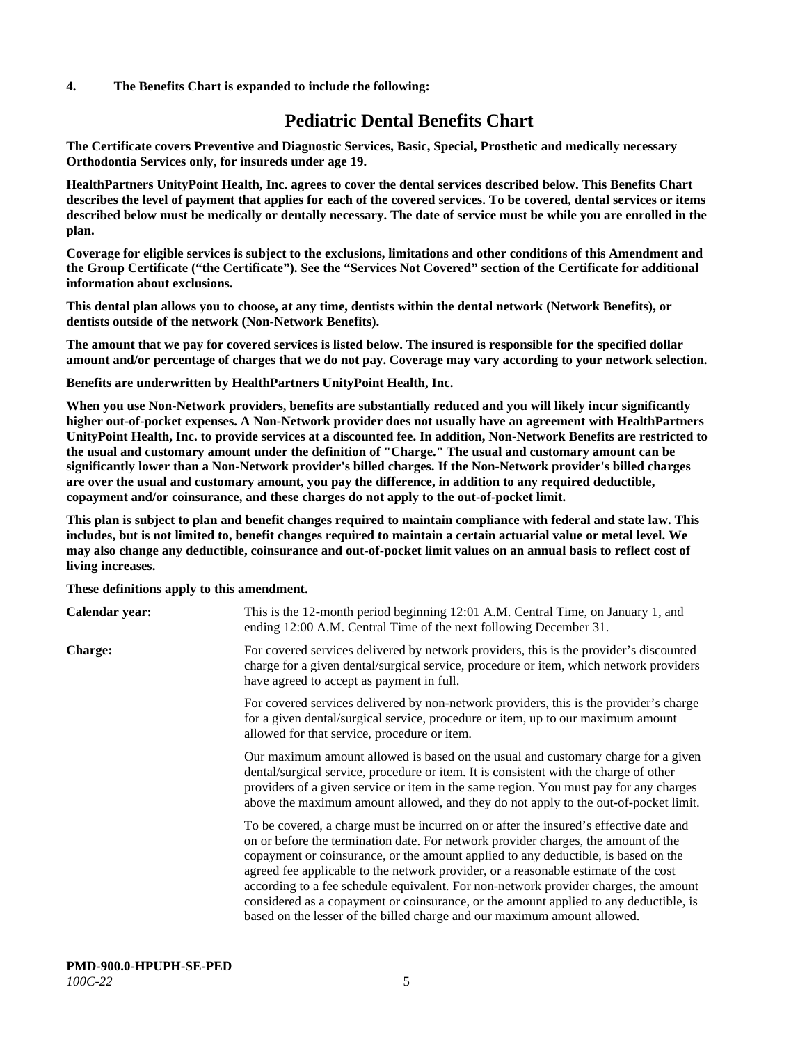**4. The Benefits Chart is expanded to include the following:**

# Pediatric Dental Benefits Chart

**The Certificate covers Preventive and Diagnostic Services, Basic, Special, Prosthetic and medically necessary Orthodontia Services only, for insureds under age 19.**

**HealthPartners UnityPoint Health, Inc. agrees to cover the dental services described below. This Benefits Chart describes the level of payment that applies for each of the covered services. To be covered, dental services or items described below must be medically or dentally necessary. The date of service must be while you are enrolled in the plan.**

**Coverage for eligible services is subject to the exclusions, limitations and other conditions of this Amendment and the Group Certificate ("the Certificate"). See the "Services Not Covered" section of the Certificate for additional information about exclusions.**

**This dental plan allows you to choose, at any time, dentists within the dental network (Network Benefits), or dentists outside of the network (Non-Network Benefits).**

**The amount that we pay for covered services is listed below. The insured is responsible for the specified dollar amount and/or percentage of charges that we do not pay. Coverage may vary according to your network selection.**

**Benefits are underwritten by HealthPartners UnityPoint Health, Inc.**

**When you use Non-Network providers, benefits are substantially reduced and you will likely incur significantly higher out-of-pocket expenses. A Non-Network provider does not usually have an agreement with HealthPartners UnityPoint Health, Inc. to provide services at a discounted fee. In addition, Non-Network Benefits are restricted to the usual and customary amount under the definition of "Charge." The usual and customary amount can be significantly lower than a Non-Network provider's billed charges. If the Non-Network provider's billed charges are over the usual and customary amount, you pay the difference, in addition to any required deductible, copayment and/or coinsurance, and these charges do not apply to the out-of-pocket limit.**

**This plan is subject to plan and benefit changes required to maintain compliance with federal and state law. This includes, but is not limited to, benefit changes required to maintain a certain actuarial value or metal level. We may also change any deductible, coinsurance and out-of-pocket limit values on an annual basis to reflect cost of living increases.**

**These definitions apply to this amendment.**

**Calendar year:** This is the 12-month period beginning 12:01 A.M. Central Time, on January 1, and ending 12:00 A.M. Central Time of the next following December 31.

**Charge:** For covered services delivered by network providers, this is the provider's discounted charge for a given dental/surgical service, procedure or item, which network providers have agreed to accept as payment in full.

For covered services delivered by non-network providers, this is the provider's charge for a given dental/surgical service, procedure or item, up to our maximum amount allowed for that service, procedure or item.

Our maximum amount allowed is based on the usual and customary charge for a given dental/surgical service, procedure or item. It is consistent with the charge of other providers of a given service or item in the same region. You must pay for any charges above the maximum amount allowed, and they do not apply to the out-of-pocket limit.

To be covered, a charge must be incurred on or after the insured's effective date and on or before the termination date. For network provider charges, the amount of the copayment or coinsurance, or the amount applied to any deductible, is based on the agreed fee applicable to the network provider, or a reasonable estimate of the cost according to a fee schedule equivalent. For non-network provider charges, the amount considered as a copayment or coinsurance, or the amount applied to any deductible, is based on the lesser of the billed charge and our maximum amount allowed.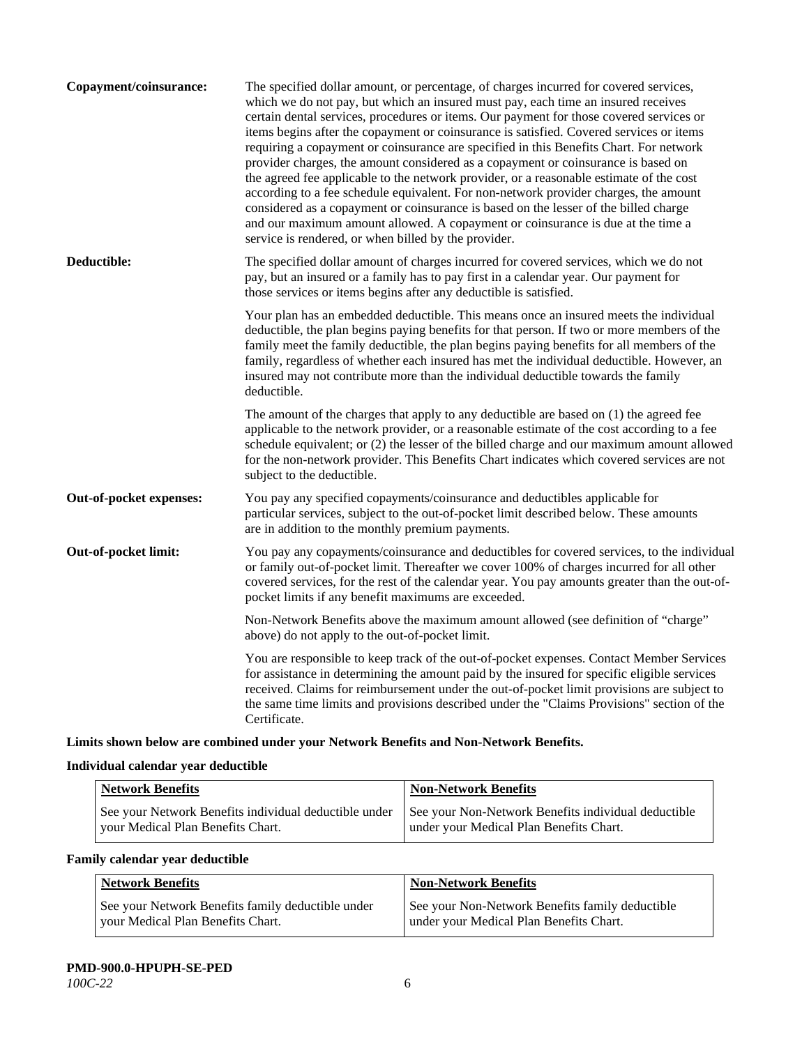**Copayment/coinsurance:** The specified dollar amount, or percentage, of charges incurred for covered services, which we do not pay, but which an insured must pay, each time an insured receives certain dental services, procedures or items. Our payment for those covered services or items begins after the copayment or coinsurance is satisfied. Covered services or items requiring a copayment or coinsurance are specified in this Benefits Chart. For network provider charges, the amount considered as a copayment or coinsurance is based on the agreed fee applicable to the network provider, or a reasonable estimate of the cost according to a fee schedule equivalent. For non-network provider charges, the amount considered as a copayment or coinsurance is based on the lesser of the billed charge and our maximum amount allowed. A copayment or coinsurance is due at the time a service is rendered, or when billed by the provider.

**Deductible:** The specified dollar amount of charges incurred for covered services, which we do not pay, but an insured or a family has to pay first in a calendar year. Our payment for those services or items begins after any deductible is satisfied.

Your plan has an embedded deductible. This means once an insured meets the individual deductible, the plan begins paying benefits for that person. If two or more members of the family meet the family deductible, the plan begins paying benefits for all members of the family, regardless of whether each insured has met the individual deductible. However, an insured may not contribute more than the individual deductible towards the family deductible.

The amount of the charges that apply to any deductible are based on (1) the agreed fee applicable to the network provider, or a reasonable estimate of the cost according to a fee schedule equivalent; or (2) the lesser of the billed charge and our maximum amount allowed for the non-network provider. This Benefits Chart indicates which covered services are not subject to the deductible.

**Out-of-pocket expenses:** You pay any specified copayments/coinsurance and deductibles applicable for particular services, subject to the out-of-pocket limit described below. These amounts are in addition to the monthly premium payments.

**Out-of-pocket limit:** You pay any copayments/coinsurance and deductibles for covered services, to the individual or family out-of-pocket limit. Thereafter we cover 100% of charges incurred for all other covered services, for the rest of the calendar year. You pay amounts greater than the out-of-pocket limits if any benefit maximums are exceeded.

Non-Network Benefits above the maximum amount allowed (see definition of "charge" above) do not apply to the out-of-pocket limit.

You are responsible to keep track of the out-of-pocket expenses. Contact Member Services for assistance in determining the amount paid by the insured for specific eligible services received. Claims for reimbursement under the out-of-pocket limit provisions are subject to the same time limits and provisions described under the "Claims Provisions" section of the Certificate.

**Limits shown below are combined under your Network Benefits and Non-Network Benefits.**

**Individual calendar year deductible**

| Network Benefits | Non-Network Benefits |
|---|---|
| See your Network Benefits individual deductible under your Medical Plan Benefits Chart. | See your Non-Network Benefits individual deductible under your Medical Plan Benefits Chart. |

**Family calendar year deductible**

| Network Benefits | Non-Network Benefits |
|---|---|
| See your Network Benefits family deductible under your Medical Plan Benefits Chart. | See your Non-Network Benefits family deductible under your Medical Plan Benefits Chart. |

**PMD-900.0-HPUPH-SE-PED**
*100C-22*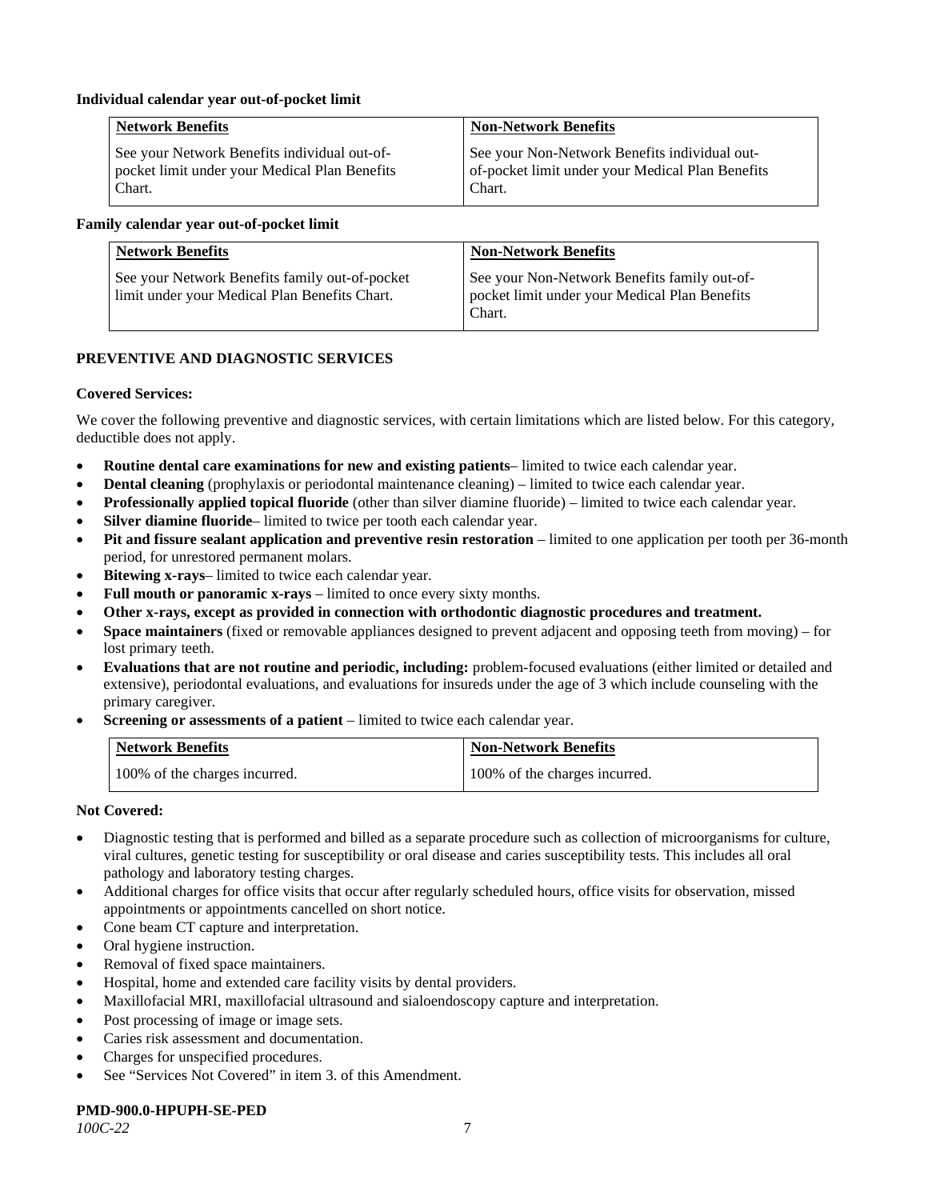**Individual calendar year out-of-pocket limit**

| Network Benefits | Non-Network Benefits |
|---|---|
| See your Network Benefits individual out-of-pocket limit under your Medical Plan Benefits Chart. | See your Non-Network Benefits individual out-of-pocket limit under your Medical Plan Benefits Chart. |

**Family calendar year out-of-pocket limit**

| Network Benefits | Non-Network Benefits |
|---|---|
| See your Network Benefits family out-of-pocket limit under your Medical Plan Benefits Chart. | See your Non-Network Benefits family out-of-pocket limit under your Medical Plan Benefits Chart. |

## PREVENTIVE AND DIAGNOSTIC SERVICES

**Covered Services:**

We cover the following preventive and diagnostic services, with certain limitations which are listed below. For this category, deductible does not apply.

- **Routine dental care examinations for new and existing patients**– limited to twice each calendar year.
- **Dental cleaning** (prophylaxis or periodontal maintenance cleaning) – limited to twice each calendar year.
- **Professionally applied topical fluoride** (other than silver diamine fluoride) – limited to twice each calendar year.
- **Silver diamine fluoride**– limited to twice per tooth each calendar year.
- **Pit and fissure sealant application and preventive resin restoration** – limited to one application per tooth per 36-month period, for unrestored permanent molars.
- **Bitewing x-rays**– limited to twice each calendar year.
- **Full mouth or panoramic x-rays** – limited to once every sixty months.
- **Other x-rays, except as provided in connection with orthodontic diagnostic procedures and treatment.**
- **Space maintainers** (fixed or removable appliances designed to prevent adjacent and opposing teeth from moving) – for lost primary teeth.
- **Evaluations that are not routine and periodic, including:** problem-focused evaluations (either limited or detailed and extensive), periodontal evaluations, and evaluations for insureds under the age of 3 which include counseling with the primary caregiver.
- **Screening or assessments of a patient** – limited to twice each calendar year.

| Network Benefits | Non-Network Benefits |
|---|---|
| 100% of the charges incurred. | 100% of the charges incurred. |

**Not Covered:**

- Diagnostic testing that is performed and billed as a separate procedure such as collection of microorganisms for culture, viral cultures, genetic testing for susceptibility or oral disease and caries susceptibility tests. This includes all oral pathology and laboratory testing charges.
- Additional charges for office visits that occur after regularly scheduled hours, office visits for observation, missed appointments or appointments cancelled on short notice.
- Cone beam CT capture and interpretation.
- Oral hygiene instruction.
- Removal of fixed space maintainers.
- Hospital, home and extended care facility visits by dental providers.
- Maxillofacial MRI, maxillofacial ultrasound and sialoendoscopy capture and interpretation.
- Post processing of image or image sets.
- Caries risk assessment and documentation.
- Charges for unspecified procedures.
- See "Services Not Covered" in item 3. of this Amendment.

**PMD-900.0-HPUPH-SE-PED**
*100C-22*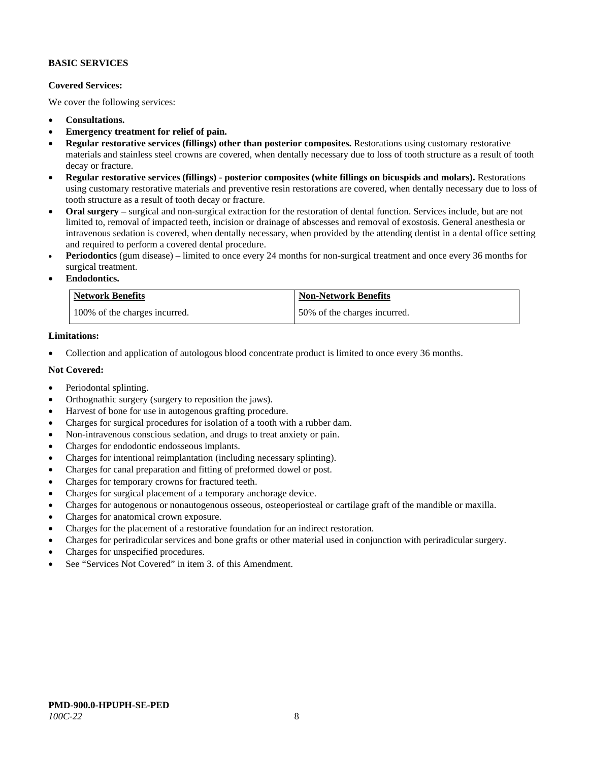**BASIC SERVICES**

**Covered Services:**

We cover the following services:

- **Consultations.**
- **Emergency treatment for relief of pain.**
- **Regular restorative services (fillings) other than posterior composites.** Restorations using customary restorative materials and stainless steel crowns are covered, when dentally necessary due to loss of tooth structure as a result of tooth decay or fracture.
- **Regular restorative services (fillings) - posterior composites (white fillings on bicuspids and molars).** Restorations using customary restorative materials and preventive resin restorations are covered, when dentally necessary due to loss of tooth structure as a result of tooth decay or fracture.
- **Oral surgery –** surgical and non-surgical extraction for the restoration of dental function. Services include, but are not limited to, removal of impacted teeth, incision or drainage of abscesses and removal of exostosis. General anesthesia or intravenous sedation is covered, when dentally necessary, when provided by the attending dentist in a dental office setting and required to perform a covered dental procedure.
- **Periodontics** (gum disease) – limited to once every 24 months for non-surgical treatment and once every 36 months for surgical treatment.
- **Endodontics.**

| Network Benefits | Non-Network Benefits |
|---|---|
| 100% of the charges incurred. | 50% of the charges incurred. |

**Limitations:**

- Collection and application of autologous blood concentrate product is limited to once every 36 months.

**Not Covered:**

- Periodontal splinting.
- Orthognathic surgery (surgery to reposition the jaws).
- Harvest of bone for use in autogenous grafting procedure.
- Charges for surgical procedures for isolation of a tooth with a rubber dam.
- Non-intravenous conscious sedation, and drugs to treat anxiety or pain.
- Charges for endodontic endosseous implants.
- Charges for intentional reimplantation (including necessary splinting).
- Charges for canal preparation and fitting of preformed dowel or post.
- Charges for temporary crowns for fractured teeth.
- Charges for surgical placement of a temporary anchorage device.
- Charges for autogenous or nonautogenous osseous, osteoperiosteal or cartilage graft of the mandible or maxilla.
- Charges for anatomical crown exposure.
- Charges for the placement of a restorative foundation for an indirect restoration.
- Charges for periradicular services and bone grafts or other material used in conjunction with periradicular surgery.
- Charges for unspecified procedures.
- See "Services Not Covered" in item 3. of this Amendment.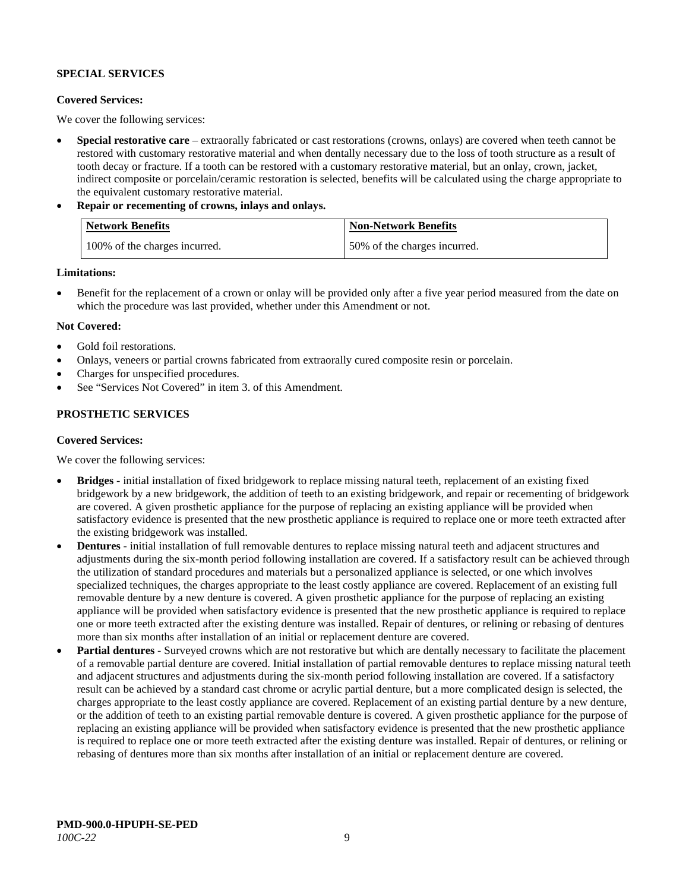**SPECIAL SERVICES**

**Covered Services:**

We cover the following services:

- **Special restorative care** – extraorally fabricated or cast restorations (crowns, onlays) are covered when teeth cannot be restored with customary restorative material and when dentally necessary due to the loss of tooth structure as a result of tooth decay or fracture. If a tooth can be restored with a customary restorative material, but an onlay, crown, jacket, indirect composite or porcelain/ceramic restoration is selected, benefits will be calculated using the charge appropriate to the equivalent customary restorative material.
- **Repair or recementing of crowns, inlays and onlays.**

| Network Benefits | Non-Network Benefits |
|---|---|
| 100% of the charges incurred. | 50% of the charges incurred. |

**Limitations:**

- Benefit for the replacement of a crown or onlay will be provided only after a five year period measured from the date on which the procedure was last provided, whether under this Amendment or not.

**Not Covered:**

- Gold foil restorations.
- Onlays, veneers or partial crowns fabricated from extraorally cured composite resin or porcelain.
- Charges for unspecified procedures.
- See "Services Not Covered" in item 3. of this Amendment.

**PROSTHETIC SERVICES**

**Covered Services:**

We cover the following services:

- **Bridges** - initial installation of fixed bridgework to replace missing natural teeth, replacement of an existing fixed bridgework by a new bridgework, the addition of teeth to an existing bridgework, and repair or recementing of bridgework are covered. A given prosthetic appliance for the purpose of replacing an existing appliance will be provided when satisfactory evidence is presented that the new prosthetic appliance is required to replace one or more teeth extracted after the existing bridgework was installed.
- **Dentures** - initial installation of full removable dentures to replace missing natural teeth and adjacent structures and adjustments during the six-month period following installation are covered. If a satisfactory result can be achieved through the utilization of standard procedures and materials but a personalized appliance is selected, or one which involves specialized techniques, the charges appropriate to the least costly appliance are covered. Replacement of an existing full removable denture by a new denture is covered. A given prosthetic appliance for the purpose of replacing an existing appliance will be provided when satisfactory evidence is presented that the new prosthetic appliance is required to replace one or more teeth extracted after the existing denture was installed. Repair of dentures, or relining or rebasing of dentures more than six months after installation of an initial or replacement denture are covered.
- **Partial dentures** - Surveyed crowns which are not restorative but which are dentally necessary to facilitate the placement of a removable partial denture are covered. Initial installation of partial removable dentures to replace missing natural teeth and adjacent structures and adjustments during the six-month period following installation are covered. If a satisfactory result can be achieved by a standard cast chrome or acrylic partial denture, but a more complicated design is selected, the charges appropriate to the least costly appliance are covered. Replacement of an existing partial denture by a new denture, or the addition of teeth to an existing partial removable denture is covered. A given prosthetic appliance for the purpose of replacing an existing appliance will be provided when satisfactory evidence is presented that the new prosthetic appliance is required to replace one or more teeth extracted after the existing denture was installed. Repair of dentures, or relining or rebasing of dentures more than six months after installation of an initial or replacement denture are covered.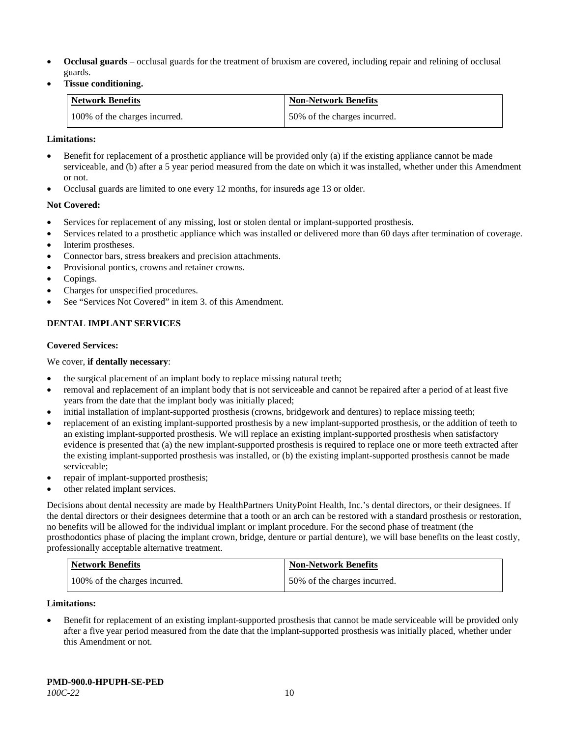- **Occlusal guards** – occlusal guards for the treatment of bruxism are covered, including repair and relining of occlusal guards.
- **Tissue conditioning.**

| Network Benefits | Non-Network Benefits |
|---|---|
| 100% of the charges incurred. | 50% of the charges incurred. |

**Limitations:**

- Benefit for replacement of a prosthetic appliance will be provided only (a) if the existing appliance cannot be made serviceable, and (b) after a 5 year period measured from the date on which it was installed, whether under this Amendment or not.
- Occlusal guards are limited to one every 12 months, for insureds age 13 or older.

**Not Covered:**

- Services for replacement of any missing, lost or stolen dental or implant-supported prosthesis.
- Services related to a prosthetic appliance which was installed or delivered more than 60 days after termination of coverage.
- Interim prostheses.
- Connector bars, stress breakers and precision attachments.
- Provisional pontics, crowns and retainer crowns.
- Copings.
- Charges for unspecified procedures.
- See "Services Not Covered" in item 3. of this Amendment.

**DENTAL IMPLANT SERVICES**

**Covered Services:**

We cover, **if dentally necessary**:

- the surgical placement of an implant body to replace missing natural teeth;
- removal and replacement of an implant body that is not serviceable and cannot be repaired after a period of at least five years from the date that the implant body was initially placed;
- initial installation of implant-supported prosthesis (crowns, bridgework and dentures) to replace missing teeth;
- replacement of an existing implant-supported prosthesis by a new implant-supported prosthesis, or the addition of teeth to an existing implant-supported prosthesis. We will replace an existing implant-supported prosthesis when satisfactory evidence is presented that (a) the new implant-supported prosthesis is required to replace one or more teeth extracted after the existing implant-supported prosthesis was installed, or (b) the existing implant-supported prosthesis cannot be made serviceable;
- repair of implant-supported prosthesis;
- other related implant services.

Decisions about dental necessity are made by HealthPartners UnityPoint Health, Inc.'s dental directors, or their designees. If the dental directors or their designees determine that a tooth or an arch can be restored with a standard prosthesis or restoration, no benefits will be allowed for the individual implant or implant procedure. For the second phase of treatment (the prosthodontics phase of placing the implant crown, bridge, denture or partial denture), we will base benefits on the least costly, professionally acceptable alternative treatment.

| Network Benefits | Non-Network Benefits |
|---|---|
| 100% of the charges incurred. | 50% of the charges incurred. |

**Limitations:**

- Benefit for replacement of an existing implant-supported prosthesis that cannot be made serviceable will be provided only after a five year period measured from the date that the implant-supported prosthesis was initially placed, whether under this Amendment or not.

**PMD-900.0-HPUPH-SE-PED**
*100C-22*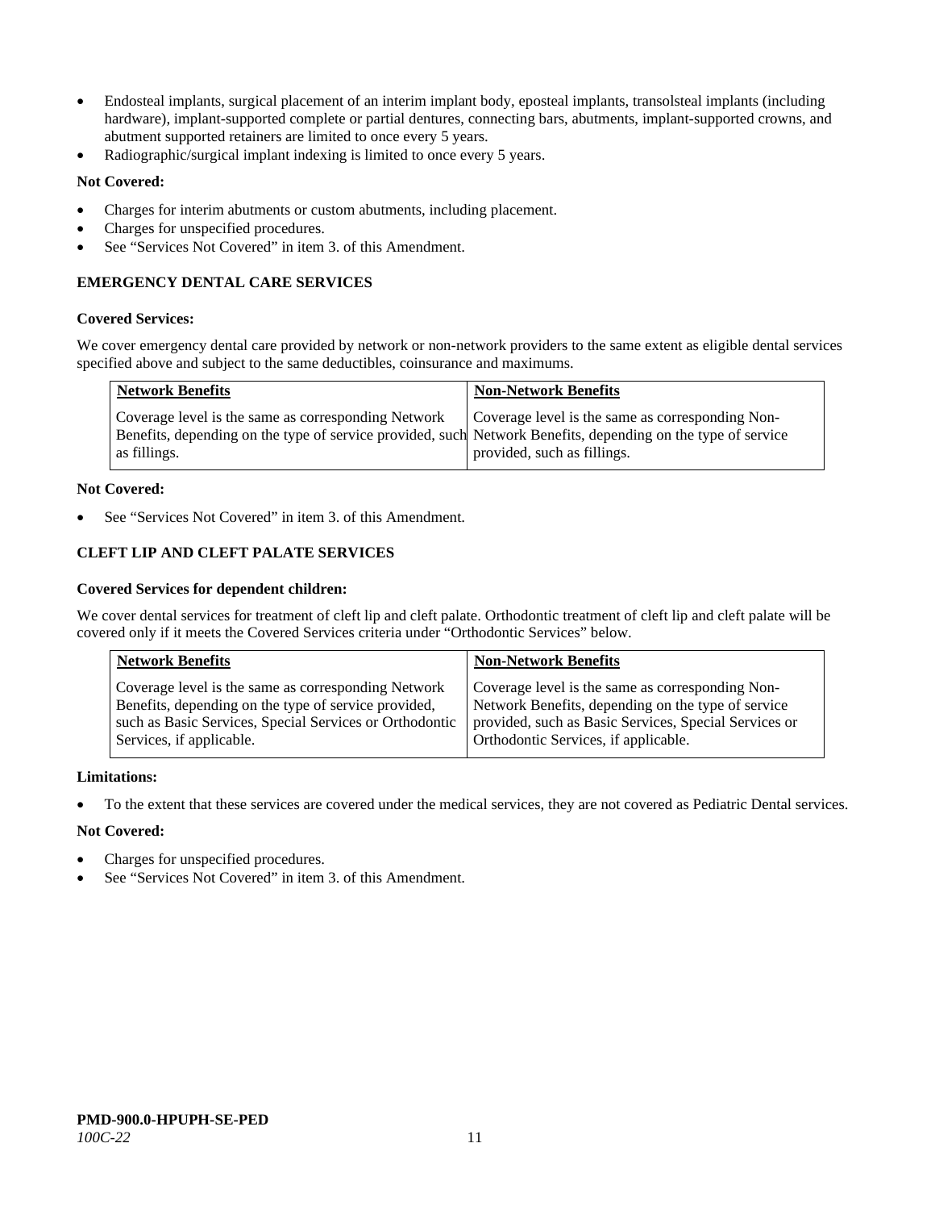- Endosteal implants, surgical placement of an interim implant body, eposteal implants, transolsteal implants (including hardware), implant-supported complete or partial dentures, connecting bars, abutments, implant-supported crowns, and abutment supported retainers are limited to once every 5 years.
- Radiographic/surgical implant indexing is limited to once every 5 years.

**Not Covered:**

- Charges for interim abutments or custom abutments, including placement.
- Charges for unspecified procedures.
- See "Services Not Covered" in item 3. of this Amendment.

### EMERGENCY DENTAL CARE SERVICES

**Covered Services:**

We cover emergency dental care provided by network or non-network providers to the same extent as eligible dental services specified above and subject to the same deductibles, coinsurance and maximums.

| Network Benefits | Non-Network Benefits |
|---|---|
| Coverage level is the same as corresponding Network Benefits, depending on the type of service provided, such as fillings. | Coverage level is the same as corresponding Non-Network Benefits, depending on the type of service provided, such as fillings. |

**Not Covered:**

- See "Services Not Covered" in item 3. of this Amendment.

### CLEFT LIP AND CLEFT PALATE SERVICES

**Covered Services for dependent children:**

We cover dental services for treatment of cleft lip and cleft palate. Orthodontic treatment of cleft lip and cleft palate will be covered only if it meets the Covered Services criteria under "Orthodontic Services" below.

| Network Benefits | Non-Network Benefits |
|---|---|
| Coverage level is the same as corresponding Network Benefits, depending on the type of service provided, such as Basic Services, Special Services or Orthodontic Services, if applicable. | Coverage level is the same as corresponding Non-Network Benefits, depending on the type of service provided, such as Basic Services, Special Services or Orthodontic Services, if applicable. |

**Limitations:**

- To the extent that these services are covered under the medical services, they are not covered as Pediatric Dental services.

**Not Covered:**

- Charges for unspecified procedures.
- See "Services Not Covered" in item 3. of this Amendment.

**PMD-900.0-HPUPH-SE-PED**
*100C-22*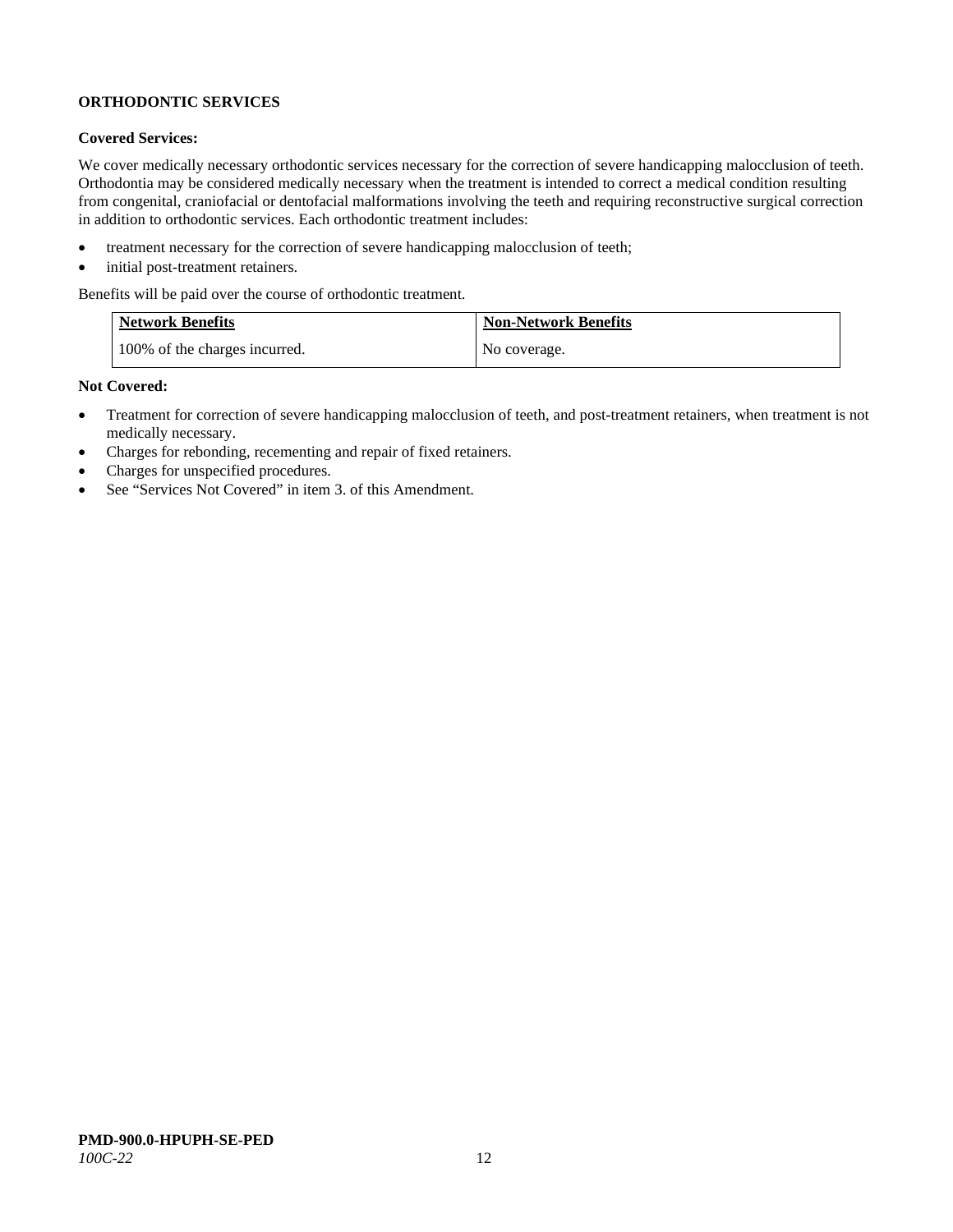**ORTHODONTIC SERVICES**

**Covered Services:**

We cover medically necessary orthodontic services necessary for the correction of severe handicapping malocclusion of teeth. Orthodontia may be considered medically necessary when the treatment is intended to correct a medical condition resulting from congenital, craniofacial or dentofacial malformations involving the teeth and requiring reconstructive surgical correction in addition to orthodontic services. Each orthodontic treatment includes:

- treatment necessary for the correction of severe handicapping malocclusion of teeth;
- initial post-treatment retainers.

Benefits will be paid over the course of orthodontic treatment.

| Network Benefits | Non-Network Benefits |
|---|---|
| 100% of the charges incurred. | No coverage. |

**Not Covered:**

- Treatment for correction of severe handicapping malocclusion of teeth, and post-treatment retainers, when treatment is not medically necessary.
- Charges for rebonding, recementing and repair of fixed retainers.
- Charges for unspecified procedures.
- See "Services Not Covered" in item 3. of this Amendment.

**PMD-900.0-HPUPH-SE-PED**
*100C-22*